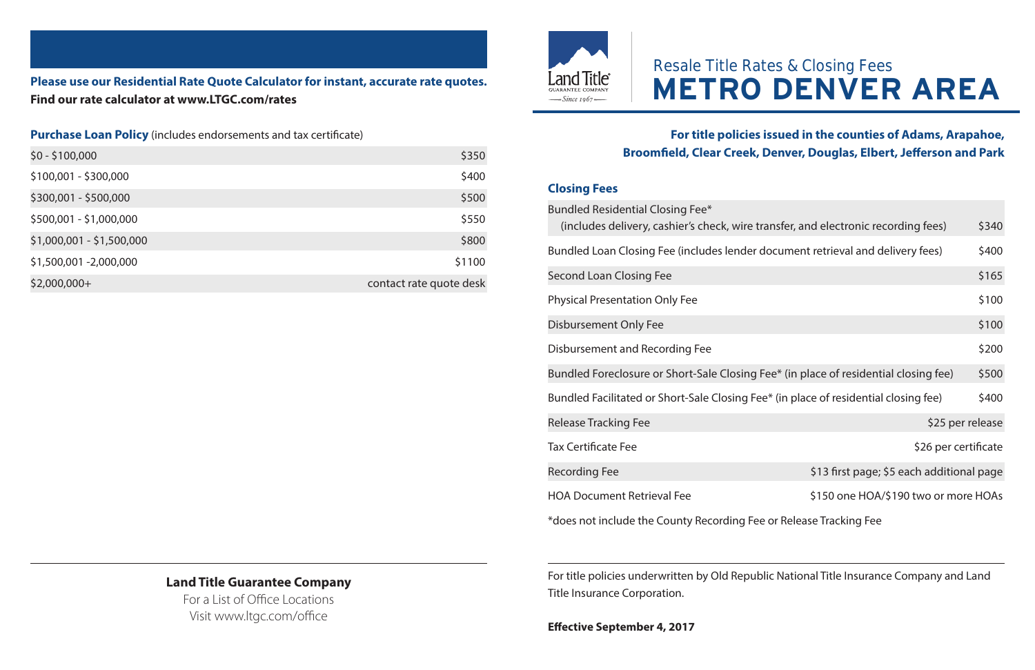# Resale Title Rates & Closing Fees
# METRO DENVER AREA

**For title policies issued in the counties of Adams, Arapahoe, Broomfield, Clear Creek, Denver, Douglas, Elbert, Jefferson and Park**

**Please use our Residential Rate Quote Calculator for instant, accurate rate quotes.**
**Find our rate calculator at www.LTGC.com/rates**

**Purchase Loan Policy** (includes endorsements and tax certificate)

| | |
|---|---|
| $0 - $100,000 | $350 |
| $100,001 - $300,000 | $400 |
| $300,001 - $500,000 | $500 |
| $500,001 - $1,000,000 | $550 |
| $1,000,001 - $1,500,000 | $800 |
| $1,500,001 -2,000,000 | $1100 |
| $2,000,000+ | contact rate quote desk |

**Closing Fees**

| | |
|---|---|
| Bundled Residential Closing Fee* (includes delivery, cashier's check, wire transfer, and electronic recording fees) | $340 |
| Bundled Loan Closing Fee (includes lender document retrieval and delivery fees) | $400 |
| Second Loan Closing Fee | $165 |
| Physical Presentation Only Fee | $100 |
| Disbursement Only Fee | $100 |
| Disbursement and Recording Fee | $200 |
| Bundled Foreclosure or Short-Sale Closing Fee* (in place of residential closing fee) | $500 |
| Bundled Facilitated or Short-Sale Closing Fee* (in place of residential closing fee) | $400 |
| Release Tracking Fee | $25 per release |
| Tax Certificate Fee | $26 per certificate |
| Recording Fee | $13 first page; $5 each additional page |
| HOA Document Retrieval Fee | $150 one HOA/$190 two or more HOAs |

*does not include the County Recording Fee or Release Tracking Fee

For title policies underwritten by Old Republic National Title Insurance Company and Land Title Insurance Corporation.

**Effective September 4, 2017**

**Land Title Guarantee Company**
For a List of Office Locations
Visit www.ltgc.com/office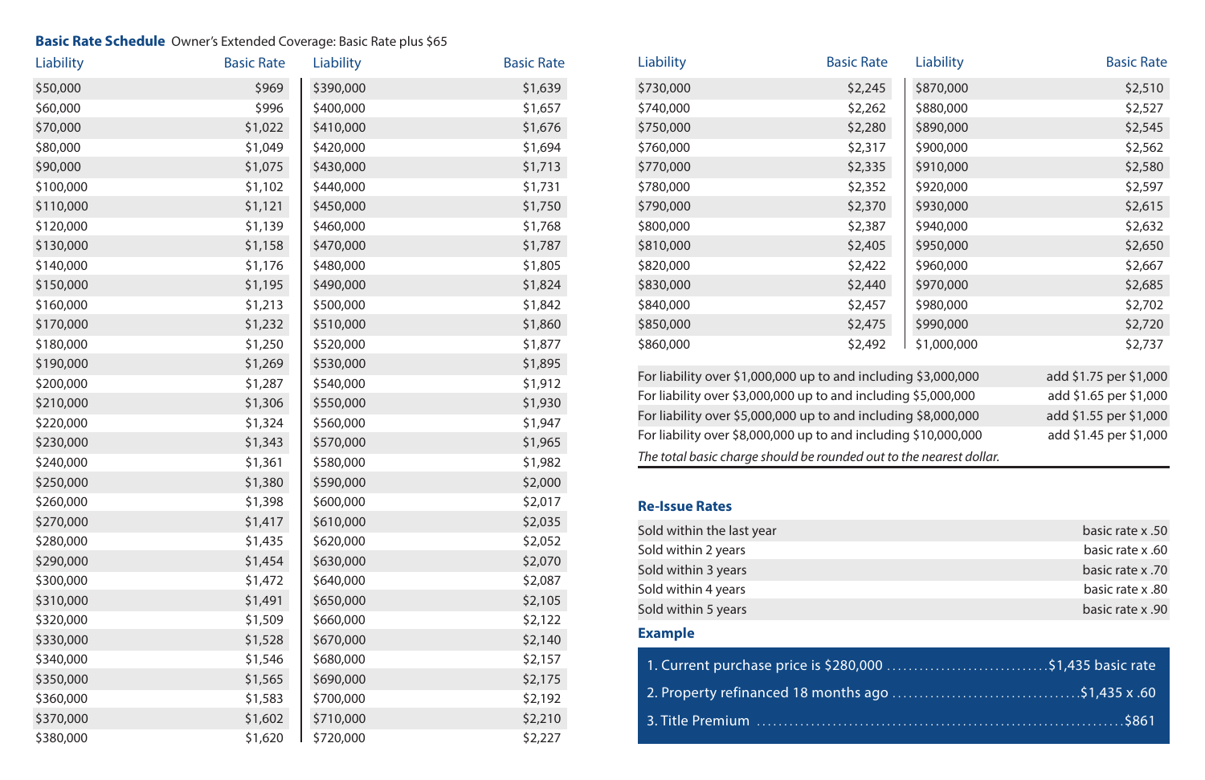## Basic Rate Schedule

Owner's Extended Coverage: Basic Rate plus $65

| Liability | Basic Rate | Liability | Basic Rate |
|---|---|---|---|
| $50,000 | $969 | $390,000 | $1,639 |
| $60,000 | $996 | $400,000 | $1,657 |
| $70,000 | $1,022 | $410,000 | $1,676 |
| $80,000 | $1,049 | $420,000 | $1,694 |
| $90,000 | $1,075 | $430,000 | $1,713 |
| $100,000 | $1,102 | $440,000 | $1,731 |
| $110,000 | $1,121 | $450,000 | $1,750 |
| $120,000 | $1,139 | $460,000 | $1,768 |
| $130,000 | $1,158 | $470,000 | $1,787 |
| $140,000 | $1,176 | $480,000 | $1,805 |
| $150,000 | $1,195 | $490,000 | $1,824 |
| $160,000 | $1,213 | $500,000 | $1,842 |
| $170,000 | $1,232 | $510,000 | $1,860 |
| $180,000 | $1,250 | $520,000 | $1,877 |
| $190,000 | $1,269 | $530,000 | $1,895 |
| $200,000 | $1,287 | $540,000 | $1,912 |
| $210,000 | $1,306 | $550,000 | $1,930 |
| $220,000 | $1,324 | $560,000 | $1,947 |
| $230,000 | $1,343 | $570,000 | $1,965 |
| $240,000 | $1,361 | $580,000 | $1,982 |
| $250,000 | $1,380 | $590,000 | $2,000 |
| $260,000 | $1,398 | $600,000 | $2,017 |
| $270,000 | $1,417 | $610,000 | $2,035 |
| $280,000 | $1,435 | $620,000 | $2,052 |
| $290,000 | $1,454 | $630,000 | $2,070 |
| $300,000 | $1,472 | $640,000 | $2,087 |
| $310,000 | $1,491 | $650,000 | $2,105 |
| $320,000 | $1,509 | $660,000 | $2,122 |
| $330,000 | $1,528 | $670,000 | $2,140 |
| $340,000 | $1,546 | $680,000 | $2,157 |
| $350,000 | $1,565 | $690,000 | $2,175 |
| $360,000 | $1,583 | $700,000 | $2,192 |
| $370,000 | $1,602 | $710,000 | $2,210 |
| $380,000 | $1,620 | $720,000 | $2,227 |

| Liability | Basic Rate | Liability | Basic Rate |
|---|---|---|---|
| $730,000 | $2,245 | $870,000 | $2,510 |
| $740,000 | $2,262 | $880,000 | $2,527 |
| $750,000 | $2,280 | $890,000 | $2,545 |
| $760,000 | $2,317 | $900,000 | $2,562 |
| $770,000 | $2,335 | $910,000 | $2,580 |
| $780,000 | $2,352 | $920,000 | $2,597 |
| $790,000 | $2,370 | $930,000 | $2,615 |
| $800,000 | $2,387 | $940,000 | $2,632 |
| $810,000 | $2,405 | $950,000 | $2,650 |
| $820,000 | $2,422 | $960,000 | $2,667 |
| $830,000 | $2,440 | $970,000 | $2,685 |
| $840,000 | $2,457 | $980,000 | $2,702 |
| $850,000 | $2,475 | $990,000 | $2,720 |
| $860,000 | $2,492 | $1,000,000 | $2,737 |

| | |
|---|---|
| For liability over $1,000,000 up to and including $3,000,000 | add $1.75 per $1,000 |
| For liability over $3,000,000 up to and including $5,000,000 | add $1.65 per $1,000 |
| For liability over $5,000,000 up to and including $8,000,000 | add $1.55 per $1,000 |
| For liability over $8,000,000 up to and including $10,000,000 | add $1.45 per $1,000 |

*The total basic charge should be rounded out to the nearest dollar.*

## Re-Issue Rates

| | |
|---|---|
| Sold within the last year | basic rate x .50 |
| Sold within 2 years | basic rate x .60 |
| Sold within 3 years | basic rate x .70 |
| Sold within 4 years | basic rate x .80 |
| Sold within 5 years | basic rate x .90 |

## Example

1. Current purchase price is $280,000 ............................. $1,435 basic rate
2. Property refinanced 18 months ago ................................. $1,435 x .60
3. Title Premium ................................................................. $861